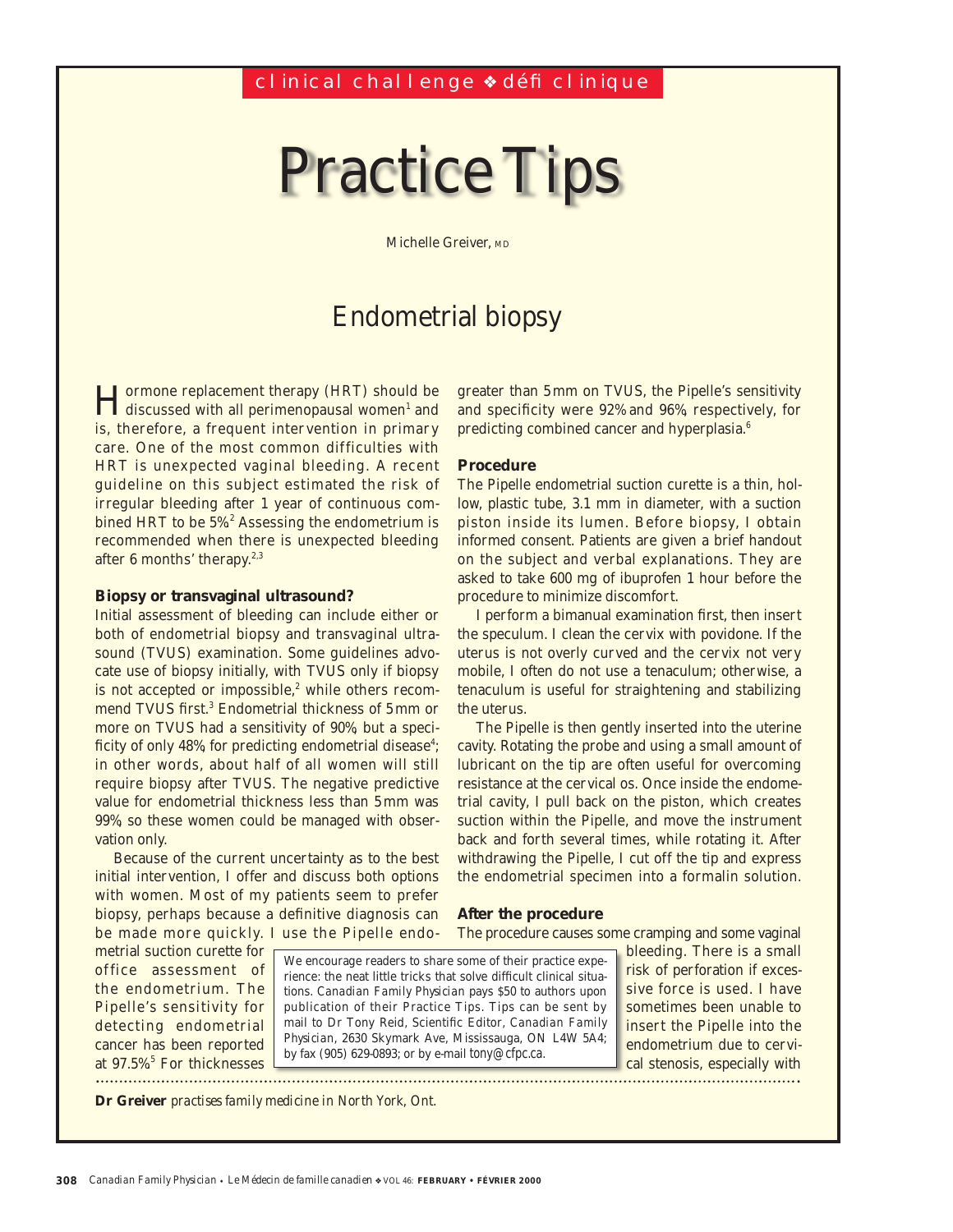clinical challenge ❖ défi clinique

# Practice Tips

Michelle Greiver, MD

## Endometrial biopsy

Hormone replacement therapy (HRT) should be discussed with all perimenopausal women[1] and is, therefore, a frequent intervention in primary care. One of the most common difficulties with HRT is unexpected vaginal bleeding. A recent guideline on this subject estimated the risk of irregular bleeding after 1 year of continuous combined HRT to be 5%.[2] Assessing the endometrium is recommended when there is unexpected bleeding after 6 months' therapy.[2,3]

### Biopsy or transvaginal ultrasound?

Initial assessment of bleeding can include either or both of endometrial biopsy and transvaginal ultrasound (TVUS) examination. Some guidelines advocate use of biopsy initially, with TVUS only if biopsy is not accepted or impossible,[2] while others recommend TVUS first.[3] Endometrial thickness of 5 mm or more on TVUS had a sensitivity of 90%, but a specificity of only 48%, for predicting endometrial disease[4]; in other words, about half of all women will still require biopsy after TVUS. The negative predictive value for endometrial thickness less than 5 mm was 99%, so these women could be managed with observation only.

Because of the current uncertainty as to the best initial intervention, I offer and discuss both options with women. Most of my patients seem to prefer biopsy, perhaps because a definitive diagnosis can be made more quickly. I use the Pipelle endometrial suction curette for office assessment of the endometrium. The Pipelle's sensitivity for detecting endometrial cancer has been reported at 97.5%.[5] For thicknesses greater than 5 mm on TVUS, the Pipelle's sensitivity and specificity were 92% and 96%, respectively, for predicting combined cancer and hyperplasia.[6]

### Procedure

The Pipelle endometrial suction curette is a thin, hollow, plastic tube, 3.1 mm in diameter, with a suction piston inside its lumen. Before biopsy, I obtain informed consent. Patients are given a brief handout on the subject and verbal explanations. They are asked to take 600 mg of ibuprofen 1 hour before the procedure to minimize discomfort.

I perform a bimanual examination first, then insert the speculum. I clean the cervix with povidone. If the uterus is not overly curved and the cervix not very mobile, I often do not use a tenaculum; otherwise, a tenaculum is useful for straightening and stabilizing the uterus.

The Pipelle is then gently inserted into the uterine cavity. Rotating the probe and using a small amount of lubricant on the tip are often useful for overcoming resistance at the cervical os. Once inside the endometrial cavity, I pull back on the piston, which creates suction within the Pipelle, and move the instrument back and forth several times, while rotating it. After withdrawing the Pipelle, I cut off the tip and express the endometrial specimen into a formalin solution.

### After the procedure

The procedure causes some cramping and some vaginal bleeding. There is a small risk of perforation if excessive force is used. I have sometimes been unable to insert the Pipelle into the endometrium due to cervical stenosis, especially with

> We encourage readers to share some of their practice experience: the neat little tricks that solve difficult clinical situations. *Canadian Family Physician* pays $50 to authors upon publication of their Practice Tips. Tips can be sent by mail to Dr Tony Reid, Scientific Editor, *Canadian Family Physician*, 2630 Skymark Ave, Mississauga, ON L4W 5A4; by fax (905) 629-0893; or by e-mail tony@cfpc.ca.

**Dr Greiver** *practises family medicine in North York, Ont.*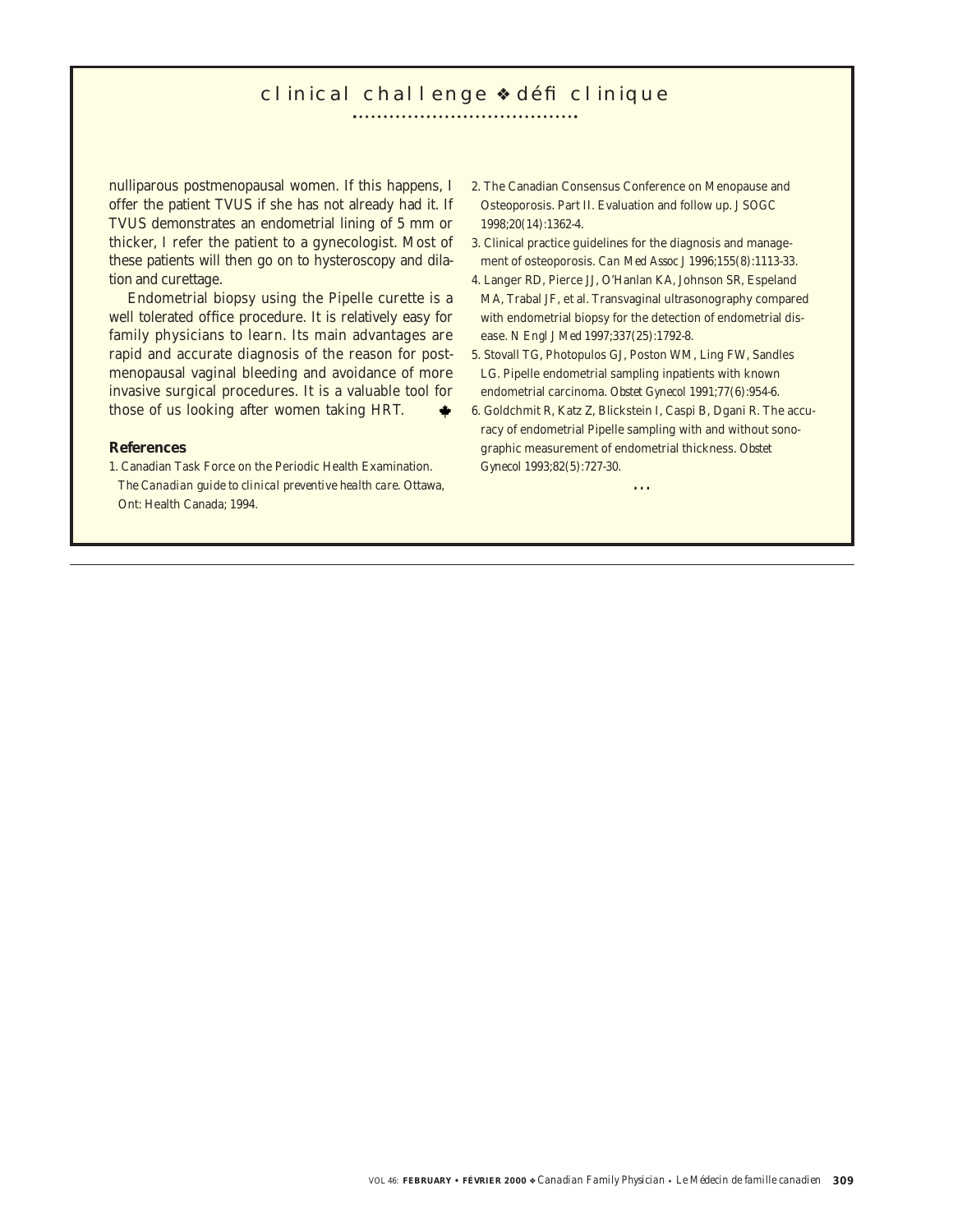nulliparous postmenopausal women. If this happens, I offer the patient TVUS if she has not already had it. If TVUS demonstrates an endometrial lining of 5 mm or thicker, I refer the patient to a gynecologist. Most of these patients will then go on to hysteroscopy and dilation and curettage.

Endometrial biopsy using the Pipelle curette is a well tolerated office procedure. It is relatively easy for family physicians to learn. Its main advantages are rapid and accurate diagnosis of the reason for postmenopausal vaginal bleeding and avoidance of more invasive surgical procedures. It is a valuable tool for those of us looking after women taking HRT.

**References**

1. Canadian Task Force on the Periodic Health Examination. *The Canadian guide to clinical preventive health care.* Ottawa, Ont: Health Canada; 1994.
2. The Canadian Consensus Conference on Menopause and Osteoporosis. Part II. Evaluation and follow up. *J SOGC* 1998;20(14):1362-4.
3. Clinical practice guidelines for the diagnosis and management of osteoporosis. *Can Med Assoc J* 1996;155(8):1113-33.
4. Langer RD, Pierce JJ, O'Hanlan KA, Johnson SR, Espeland MA, Trabal JF, et al. Transvaginal ultrasonography compared with endometrial biopsy for the detection of endometrial disease. *N Engl J Med* 1997;337(25):1792-8.
5. Stovall TG, Photopulos GJ, Poston WM, Ling FW, Sandles LG. Pipelle endometrial sampling inpatients with known endometrial carcinoma. *Obstet Gynecol* 1991;77(6):954-6.
6. Goldchmit R, Katz Z, Blickstein I, Caspi B, Dgani R. The accuracy of endometrial Pipelle sampling with and without sonographic measurement of endometrial thickness. *Obstet Gynecol* 1993;82(5):727-30.

...